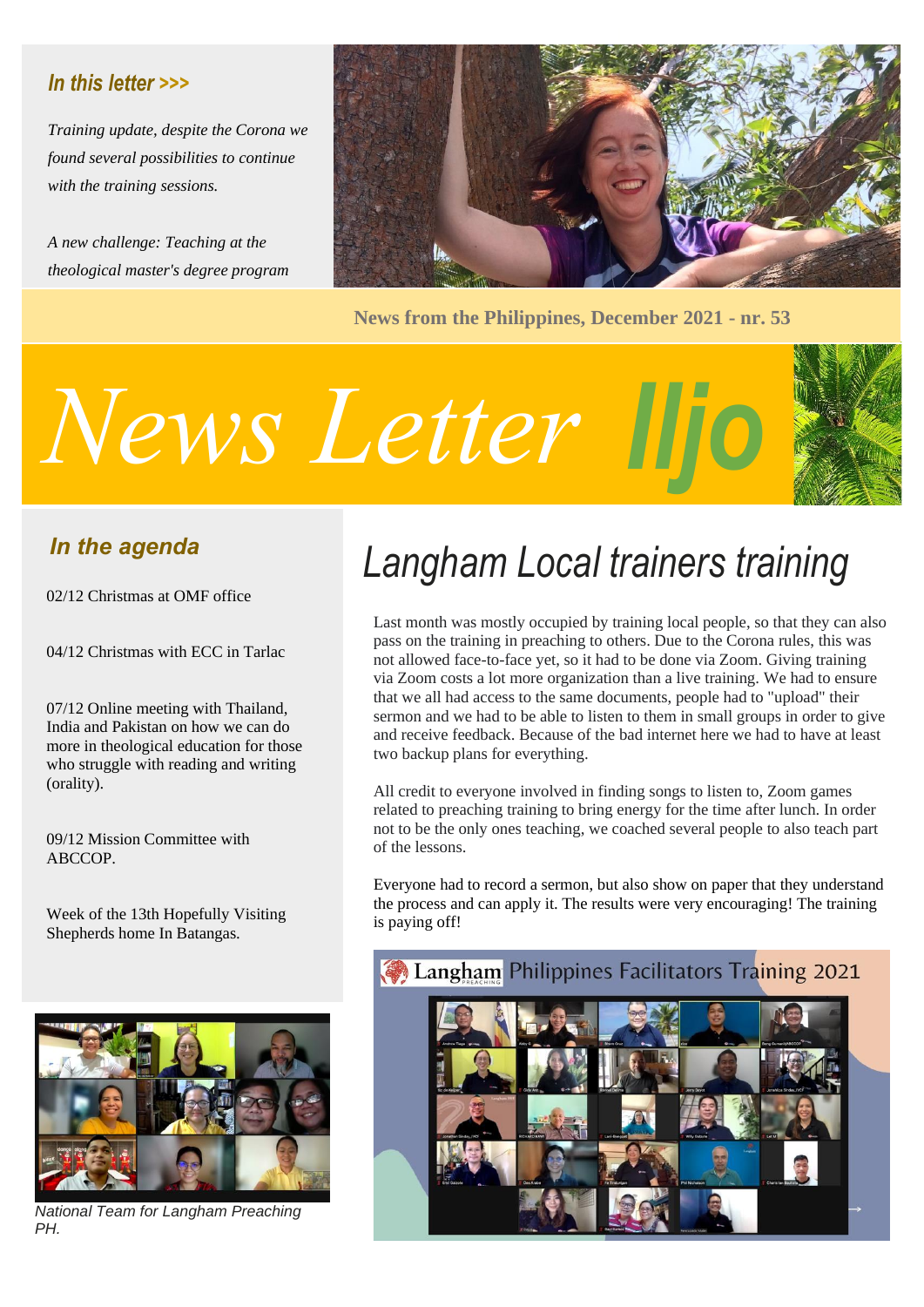### *In this letter >>>*

*Training update, despite the Corona we found several possibilities to continue with the training sessions.*

*A new challenge: Teaching at the theological master's degree program*

**News from the Philippines, December 2021 - nr. 53**

# *News Letter* Iljo

### *In the agenda*

02/12 Christmas at OMF office

04/12 Christmas with ECC in Tarlac

07/12 Online meeting with Thailand, India and Pakistan on how we can do more in theological education for those who struggle with reading and writing (orality).

09/12 Mission Committee with ABCCOP.

Week of the 13th Hopefully Visiting Shepherds home In Batangas.

*National Team for Langham Preaching PH.*

## *Langham Local trainers training*

Last month was mostly occupied by training local people, so that they can also pass on the training in preaching to others. Due to the Corona rules, this was not allowed face-to-face yet, so it had to be done via Zoom. Giving training via Zoom costs a lot more organization than a live training. We had to ensure that we all had access to the same documents, people had to "upload" their sermon and we had to be able to listen to them in small groups in order to give and receive feedback. Because of the bad internet here we had to have at least two backup plans for everything.

All credit to everyone involved in finding songs to listen to, Zoom games related to preaching training to bring energy for the time after lunch. In order not to be the only ones teaching, we coached several people to also teach part of the lessons.

Everyone had to record a sermon, but also show on paper that they understand the process and can apply it. The results were very encouraging! The training is paying off!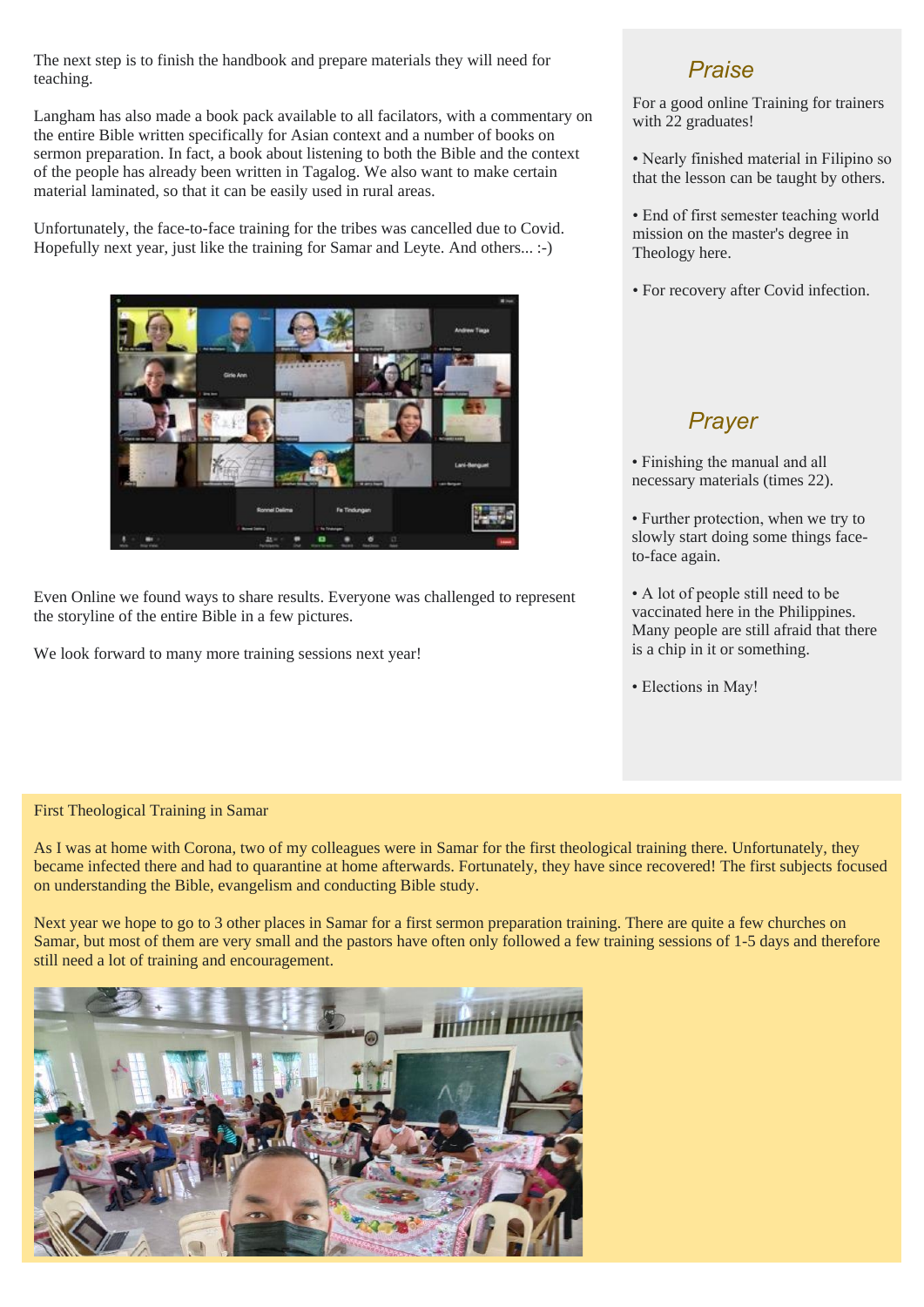The next step is to finish the handbook and prepare materials they will need for teaching.

Langham has also made a book pack available to all facilators, with a commentary on the entire Bible written specifically for Asian context and a number of books on sermon preparation. In fact, a book about listening to both the Bible and the context of the people has already been written in Tagalog. We also want to make certain material laminated, so that it can be easily used in rural areas.

Unfortunately, the face-to-face training for the tribes was cancelled due to Covid. Hopefully next year, just like the training for Samar and Leyte. And others... :-)

Even Online we found ways to share results. Everyone was challenged to represent the storyline of the entire Bible in a few pictures.

We look forward to many more training sessions next year!

## *Praise*

For a good online Training for trainers with 22 graduates!

• Nearly finished material in Filipino so that the lesson can be taught by others.

• End of first semester teaching world mission on the master's degree in Theology here.

• For recovery after Covid infection.

## *Prayer*

• Finishing the manual and all necessary materials (times 22).

• Further protection, when we try to slowly start doing some things face-to-face again.

• A lot of people still need to be vaccinated here in the Philippines. Many people are still afraid that there is a chip in it or something.

• Elections in May!

First Theological Training in Samar

As I was at home with Corona, two of my colleagues were in Samar for the first theological training there. Unfortunately, they became infected there and had to quarantine at home afterwards. Fortunately, they have since recovered! The first subjects focused on understanding the Bible, evangelism and conducting Bible study.

Next year we hope to go to 3 other places in Samar for a first sermon preparation training. There are quite a few churches on Samar, but most of them are very small and the pastors have often only followed a few training sessions of 1-5 days and therefore still need a lot of training and encouragement.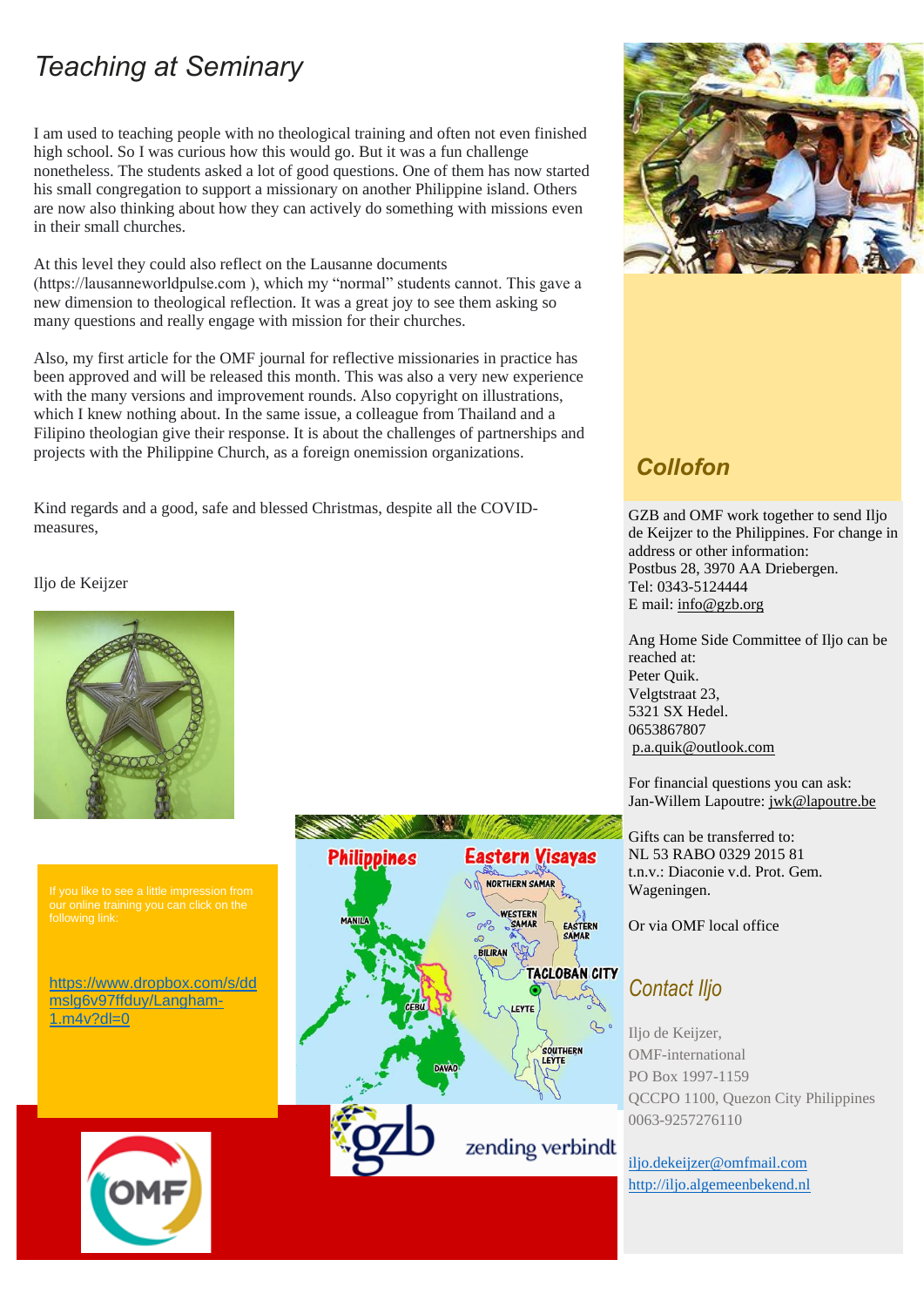# Teaching at Seminary

I am used to teaching people with no theological training and often not even finished high school. So I was curious how this would go. But it was a fun challenge nonetheless. The students asked a lot of good questions. One of them has now started his small congregation to support a missionary on another Philippine island. Others are now also thinking about how they can actively do something with missions even in their small churches.

At this level they could also reflect on the Lausanne documents (https://lausanneworldpulse.com ), which my "normal" students cannot. This gave a new dimension to theological reflection. It was a great joy to see them asking so many questions and really engage with mission for their churches.

Also, my first article for the OMF journal for reflective missionaries in practice has been approved and will be released this month. This was also a very new experience with the many versions and improvement rounds. Also copyright on illustrations, which I knew nothing about. In the same issue, a colleague from Thailand and a Filipino theologian give their response. It is about the challenges of partnerships and projects with the Philippine Church, as a foreign onemission organizations.

Kind regards and a good, safe and blessed Christmas, despite all the COVID-measures,

Iljo de Keijzer

If you like to see a little impression from our online training you can click on the following link:

https://www.dropbox.com/s/ddmslg6v97ffduy/Langham-1.m4v?dl=0

## Collofon

GZB and OMF work together to send Iljo de Keijzer to the Philippines. For change in address or other information:
Postbus 28, 3970 AA Driebergen.
Tel: 0343-5124444
E mail: info@gzb.org

Ang Home Side Committee of Iljo can be reached at:
Peter Quik.
Velgtstraat 23,
5321 SX Hedel.
0653867807
p.a.quik@outlook.com

For financial questions you can ask:
Jan-Willem Lapoutre: jwk@lapoutre.be

Gifts can be transferred to:
NL 53 RABO 0329 2015 81
t.n.v.: Diaconie v.d. Prot. Gem. Wageningen.

Or via OMF local office

## Contact Iljo

Iljo de Keijzer,
OMF-international
PO Box 1997-1159
QCCPO 1100, Quezon City Philippines
0063-9257276110

iljo.dekeijzer@omfmail.com
http://iljo.algemeenbekend.nl